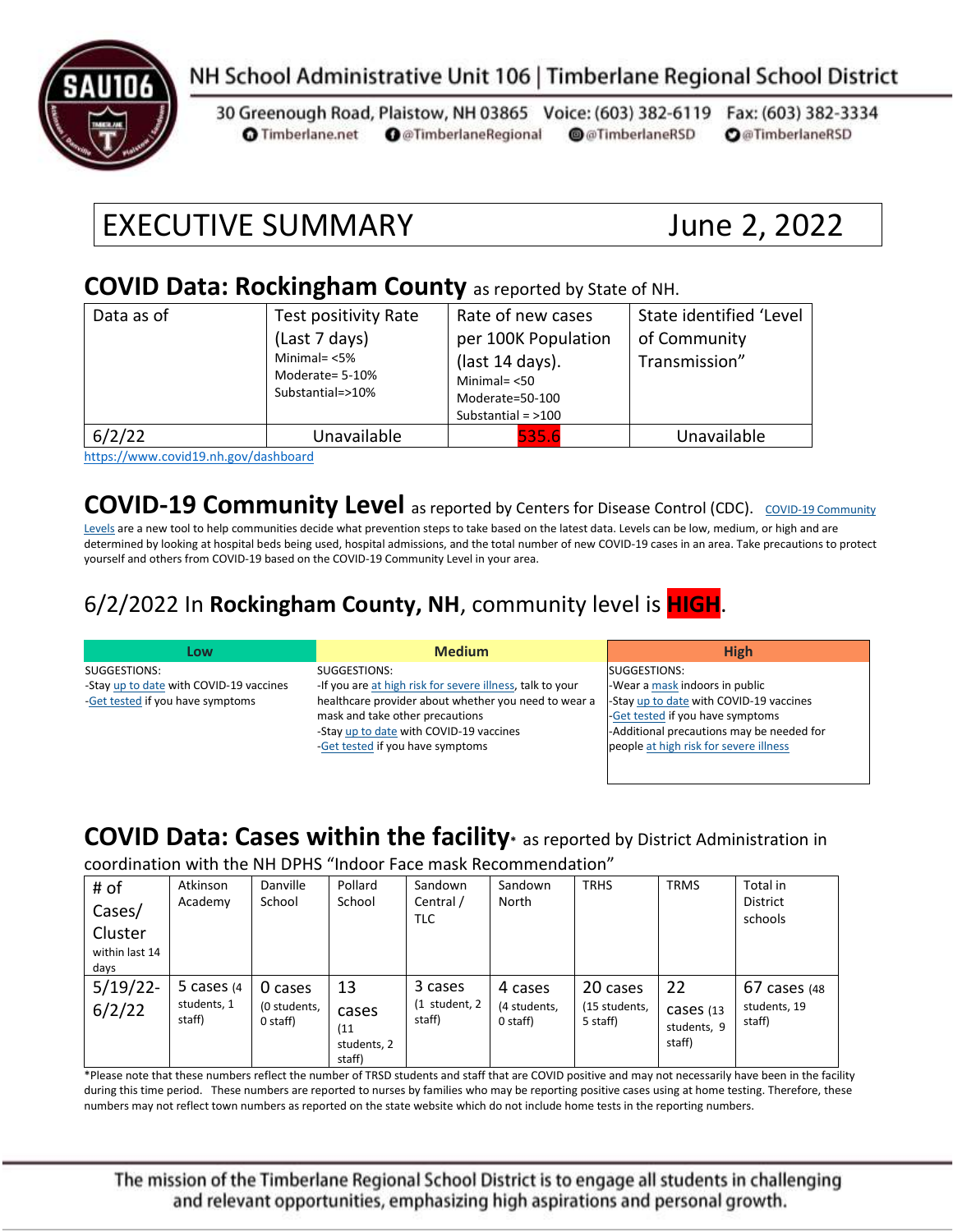NH School Administrative Unit 106 | Timberlane Regional School District

30 Greenough Road, Plaistow, NH 03865 Voice: (603) 382-6119 Fax: (603) 382-3334

Timberlane.net @TimberlaneRegional @TimberlaneRSD @TimberlaneRSD

# EXECUTIVE SUMMARY June 2, 2022

## COVID Data: Rockingham County as reported by State of NH.

| Data as of | Test positivity Rate (Last 7 days) Minimal= <5% Moderate= 5-10% Substantial=>10% | Rate of new cases per 100K Population (last 14 days). Minimal= <50 Moderate=50-100 Substantial = >100 | State identified 'Level of Community Transmission" |
|---|---|---|---|
| 6/2/22 | Unavailable | 535.6 | Unavailable |

https://www.covid19.nh.gov/dashboard

## COVID-19 Community Level as reported by Centers for Disease Control (CDC).

COVID-19 Community Levels are a new tool to help communities decide what prevention steps to take based on the latest data. Levels can be low, medium, or high and are determined by looking at hospital beds being used, hospital admissions, and the total number of new COVID-19 cases in an area. Take precautions to protect yourself and others from COVID-19 based on the COVID-19 Community Level in your area.

## 6/2/2022 In **Rockingham County, NH**, community level is **HIGH**.

| Low | Medium | High |
|---|---|---|
| SUGGESTIONS:<br>-Stay up to date with COVID-19 vaccines<br>-Get tested if you have symptoms | SUGGESTIONS:<br>-If you are at high risk for severe illness, talk to your healthcare provider about whether you need to wear a mask and take other precautions<br>-Stay up to date with COVID-19 vaccines<br>-Get tested if you have symptoms | SUGGESTIONS:<br>-Wear a mask indoors in public<br>-Stay up to date with COVID-19 vaccines<br>-Get tested if you have symptoms<br>-Additional precautions may be needed for people at high risk for severe illness |

## COVID Data: Cases within the facility* as reported by District Administration in coordination with the NH DPHS "Indoor Face mask Recommendation"

| # of Cases/ Cluster within last 14 days | Atkinson Academy | Danville School | Pollard School | Sandown Central / TLC | Sandown North | TRHS | TRMS | Total in District schools |
|---|---|---|---|---|---|---|---|---|
| 5/19/22-6/2/22 | 5 cases (4 students, 1 staff) | 0 cases (0 students, 0 staff) | 13 cases (11 students, 2 staff) | 3 cases (1 student, 2 staff) | 4 cases (4 students, 0 staff) | 20 cases (15 students, 5 staff) | 22 cases (13 students, 9 staff) | 67 cases (48 students, 19 staff) |

*Please note that these numbers reflect the number of TRSD students and staff that are COVID positive and may not necessarily have been in the facility during this time period. These numbers are reported to nurses by families who may be reporting positive cases using at home testing. Therefore, these numbers may not reflect town numbers as reported on the state website which do not include home tests in the reporting numbers.

The mission of the Timberlane Regional School District is to engage all students in challenging and relevant opportunities, emphasizing high aspirations and personal growth.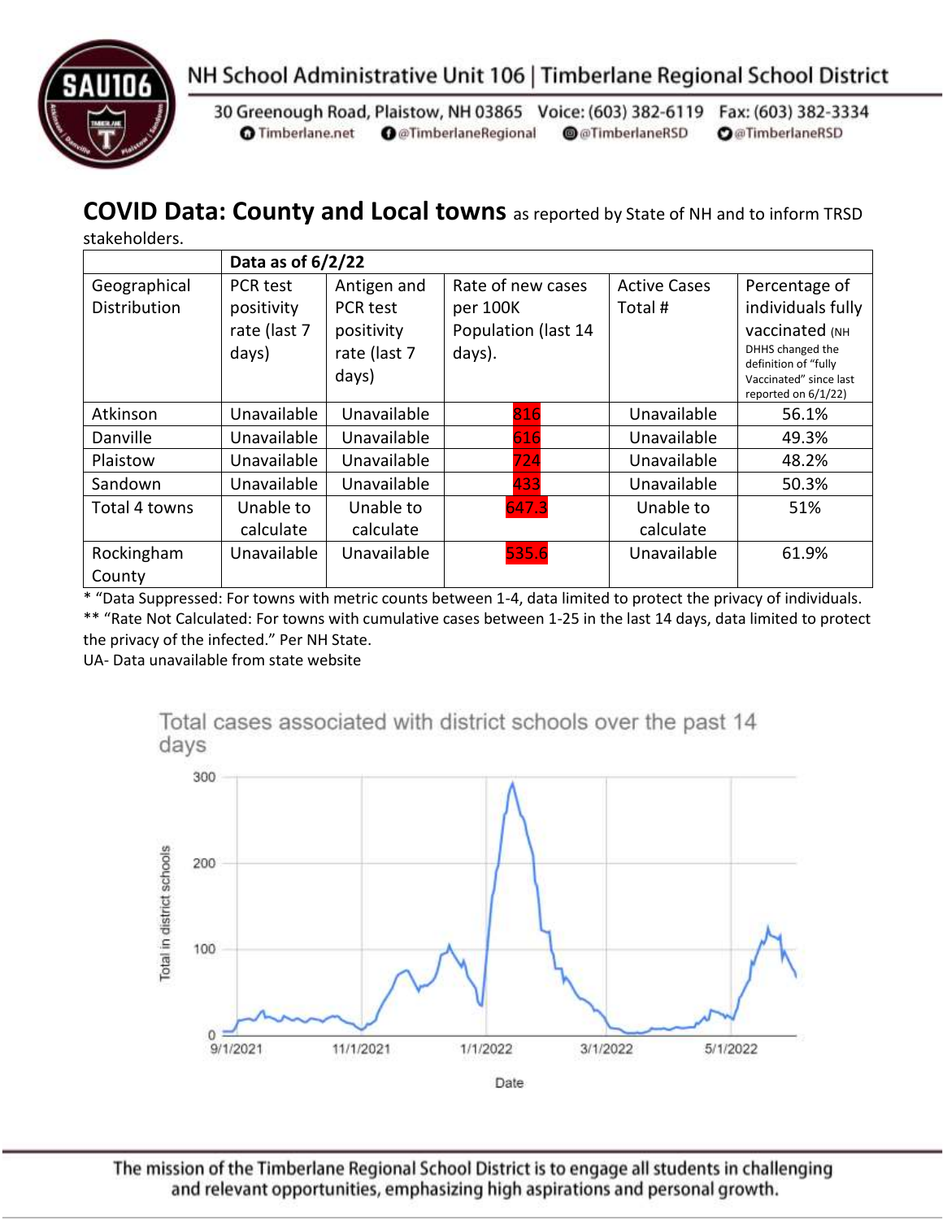NH School Administrative Unit 106 | Timberlane Regional School District

30 Greenough Road, Plaistow, NH 03865 Voice: (603) 382-6119 Fax: (603) 382-3334
Timberlane.net @TimberlaneRegional @TimberlaneRSD @TimberlaneRSD

## COVID Data: County and Local towns as reported by State of NH and to inform TRSD stakeholders.

| | Data as of 6/2/22 | | | | |
|---|---|---|---|---|---|
| Geographical Distribution | PCR test positivity rate (last 7 days) | Antigen and PCR test positivity rate (last 7 days) | Rate of new cases per 100K Population (last 14 days). | Active Cases Total # | Percentage of individuals fully vaccinated (NH DHHS changed the definition of "fully Vaccinated" since last reported on 6/1/22) |
| Atkinson | Unavailable | Unavailable | 816 | Unavailable | 56.1% |
| Danville | Unavailable | Unavailable | 616 | Unavailable | 49.3% |
| Plaistow | Unavailable | Unavailable | 724 | Unavailable | 48.2% |
| Sandown | Unavailable | Unavailable | 433 | Unavailable | 50.3% |
| Total 4 towns | Unable to calculate | Unable to calculate | 647.3 | Unable to calculate | 51% |
| Rockingham County | Unavailable | Unavailable | 535.6 | Unavailable | 61.9% |

* "Data Suppressed: For towns with metric counts between 1-4, data limited to protect the privacy of individuals.
** "Rate Not Calculated: For towns with cumulative cases between 1-25 in the last 14 days, data limited to protect the privacy of the infected." Per NH State.
UA- Data unavailable from state website

Total cases associated with district schools over the past 14 days

The mission of the Timberlane Regional School District is to engage all students in challenging and relevant opportunities, emphasizing high aspirations and personal growth.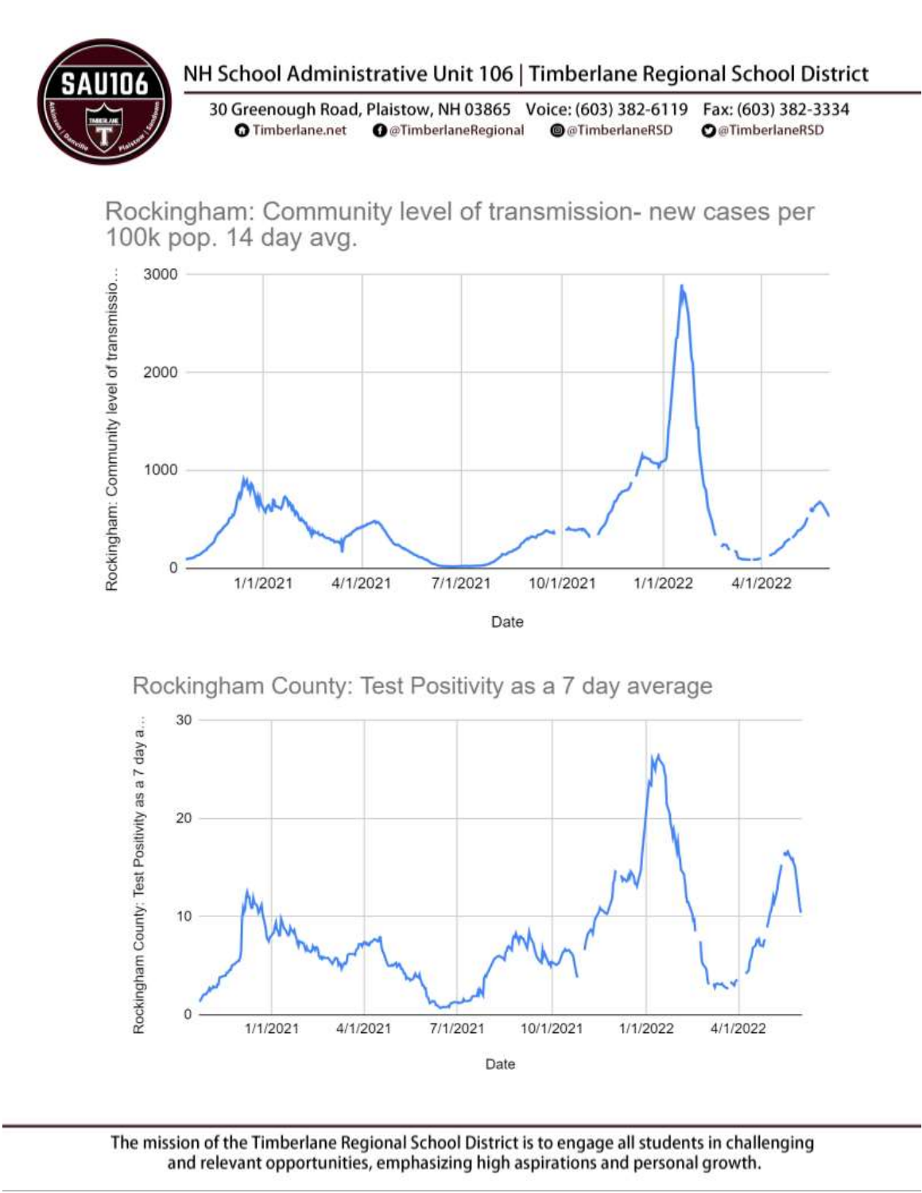# NH School Administrative Unit 106 | Timberlane Regional School District

30 Greenough Road, Plaistow, NH 03865 Voice: (603) 382-6119 Fax: (603) 382-3334
Timberlane.net @TimberlaneRegional @TimberlaneRSD @TimberlaneRSD

## Rockingham: Community level of transmission- new cases per 100k pop. 14 day avg.

Rockingham: Community level of transmissio...

3000
2000
1000
0

1/1/2021 4/1/2021 7/1/2021 10/1/2021 1/1/2022 4/1/2022

Date

## Rockingham County: Test Positivity as a 7 day average

Rockingham County: Test Positivity as a 7 day a...

30
20
10
0

1/1/2021 4/1/2021 7/1/2021 10/1/2021 1/1/2022 4/1/2022

Date

The mission of the Timberlane Regional School District is to engage all students in challenging and relevant opportunities, emphasizing high aspirations and personal growth.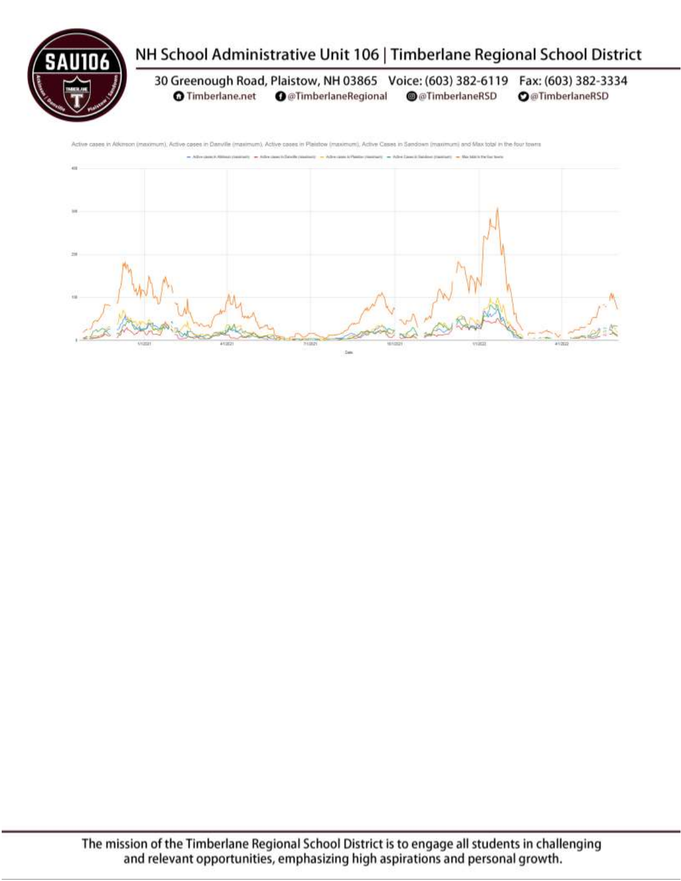# NH School Administrative Unit 106 | Timberlane Regional School District

30 Greenough Road, Plaistow, NH 03865 Voice: (603) 382-6119 Fax: (603) 382-3334

Timberlane.net @TimberlaneRegional @TimberlaneRSD @TimberlaneRSD

Active cases in Atkinson (maximum), Active cases in Danville (maximum), Active cases in Plaistow (maximum), Active Cases in Sandown (maximum) and Max total in the four towns

Active cases in Atkinson (maximum) Active cases in Danville (maximum) Active cases in Plaistow (maximum) Active Cases in Sandown (maximum) Max total in the four towns

400

300

200

100

0

1/1/2021

4/1/2021

7/1/2021

10/1/2021

1/1/2022

4/1/2022

Date

The mission of the Timberlane Regional School District is to engage all students in challenging and relevant opportunities, emphasizing high aspirations and personal growth.